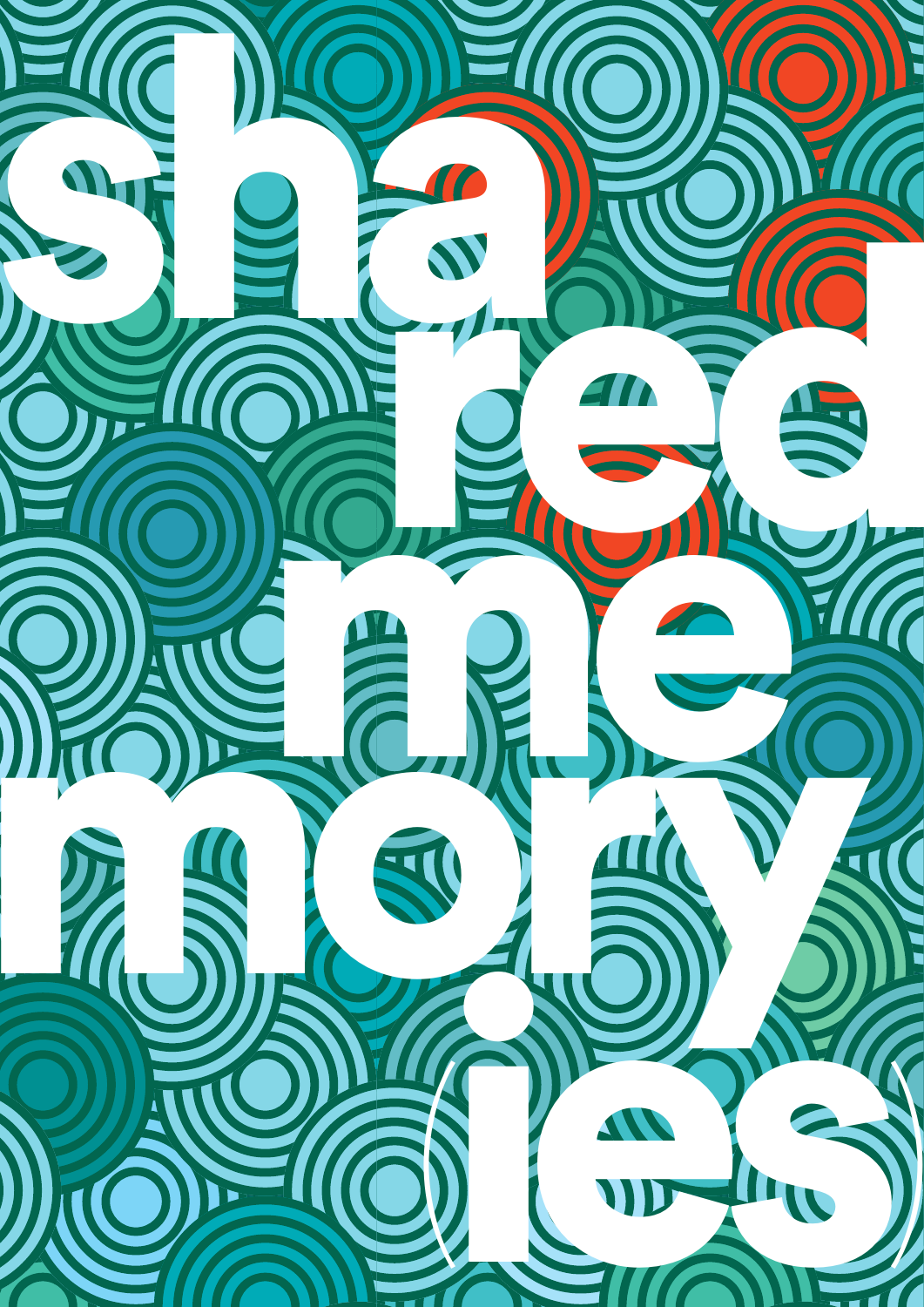# shared memory(ies)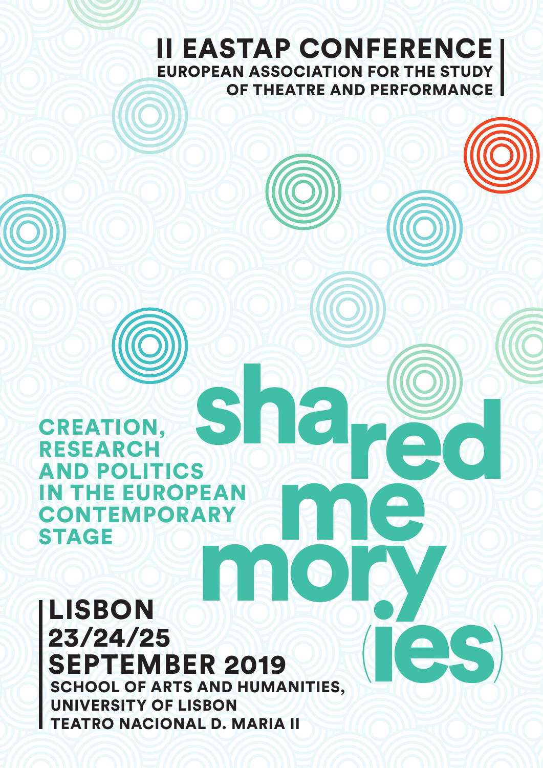# II EASTAP CONFERENCE

**EUROPEAN ASSOCIATION FOR THE STUDY OF THEATRE AND PERFORMANCE**

# shared memory(ies)

**CREATION, RESEARCH AND POLITICS IN THE EUROPEAN CONTEMPORARY STAGE**

**LISBON**
**23/24/25 SEPTEMBER 2019**

**SCHOOL OF ARTS AND HUMANITIES, UNIVERSITY OF LISBON**
**TEATRO NACIONAL D. MARIA II**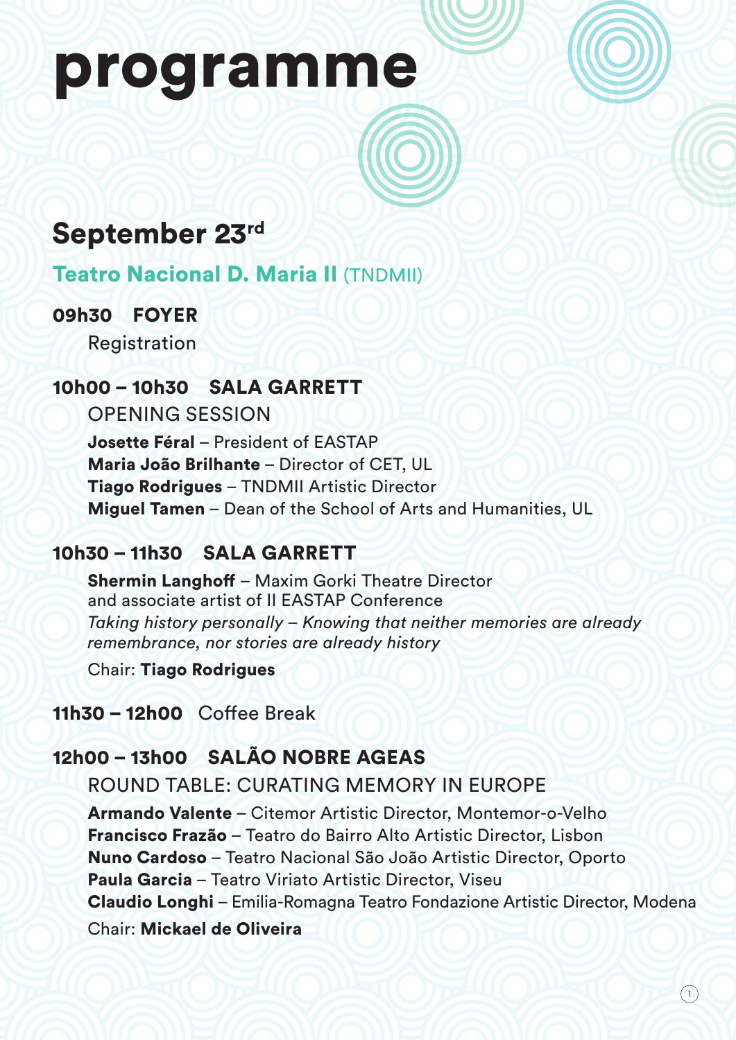# programme

## September 23rd

### Teatro Nacional D. Maria II (TNDMII)

**09h30 FOYER**

Registration

**10h00 – 10h30 SALA GARRETT**

OPENING SESSION

**Josette Féral** – President of EASTAP
**Maria João Brilhante** – Director of CET, UL
**Tiago Rodrigues** – TNDMII Artistic Director
**Miguel Tamen** – Dean of the School of Arts and Humanities, UL

**10h30 – 11h30 SALA GARRETT**

**Shermin Langhoff** – Maxim Gorki Theatre Director and associate artist of II EASTAP Conference
*Taking history personally – Knowing that neither memories are already remembrance, nor stories are already history*

Chair: **Tiago Rodrigues**

**11h30 – 12h00** Coffee Break

**12h00 – 13h00 SALÃO NOBRE AGEAS**

ROUND TABLE: CURATING MEMORY IN EUROPE

**Armando Valente** – Citemor Artistic Director, Montemor-o-Velho
**Francisco Frazão** – Teatro do Bairro Alto Artistic Director, Lisbon
**Nuno Cardoso** – Teatro Nacional São João Artistic Director, Oporto
**Paula Garcia** – Teatro Viriato Artistic Director, Viseu
**Claudio Longhi** – Emilia-Romagna Teatro Fondazione Artistic Director, Modena

Chair: **Mickael de Oliveira**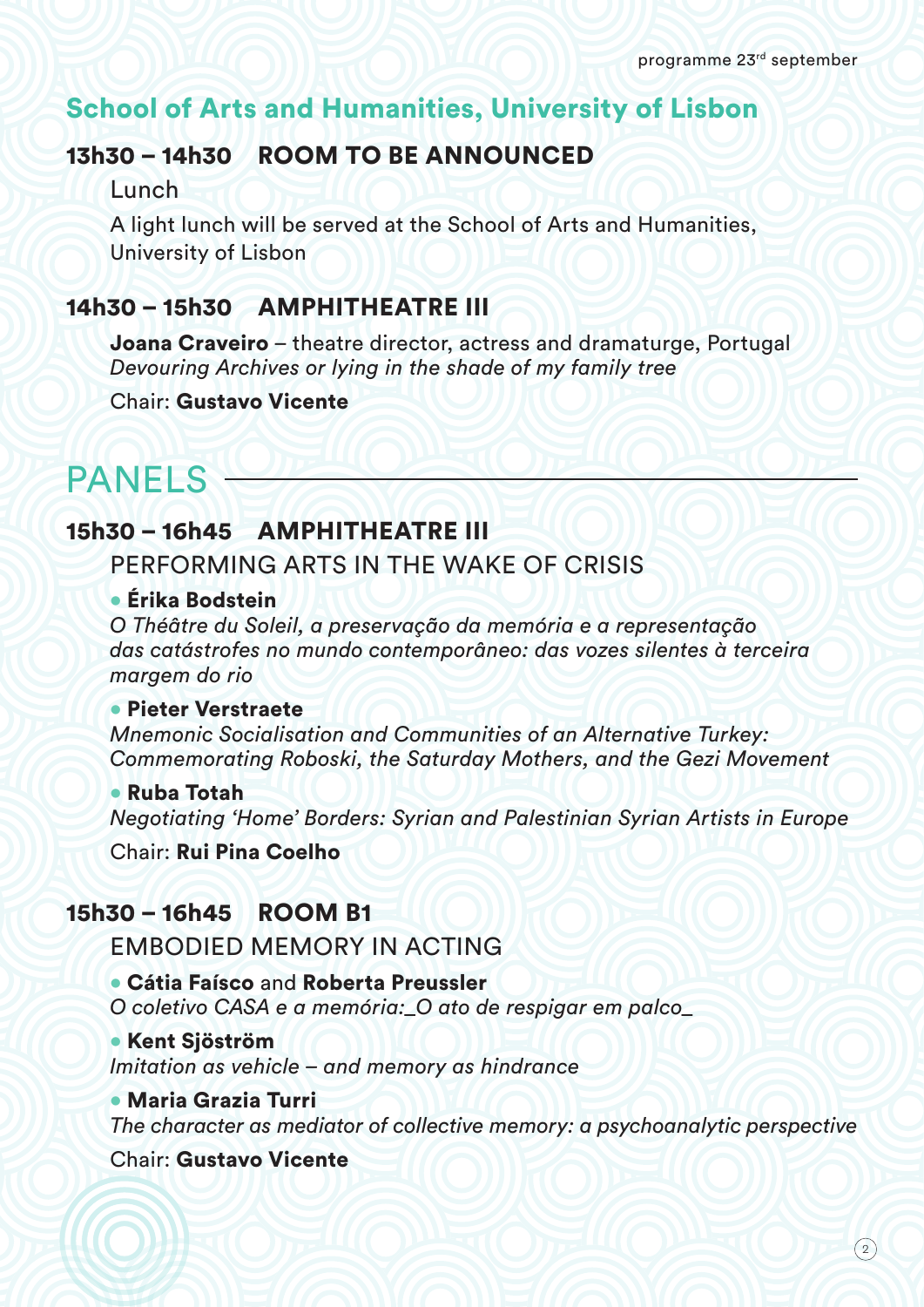## School of Arts and Humanities, University of Lisbon

### 13h30 – 14h30 ROOM TO BE ANNOUNCED

Lunch

A light lunch will be served at the School of Arts and Humanities, University of Lisbon

### 14h30 – 15h30 AMPHITHEATRE III

**Joana Craveiro** – theatre director, actress and dramaturge, Portugal
*Devouring Archives or lying in the shade of my family tree*

Chair: **Gustavo Vicente**

# PANELS

### 15h30 – 16h45 AMPHITHEATRE III

PERFORMING ARTS IN THE WAKE OF CRISIS

- **Érika Bodstein**
  *O Théâtre du Soleil, a preservação da memória e a representação das catástrofes no mundo contemporâneo: das vozes silentes à terceira margem do rio*
- **Pieter Verstraete**
  *Mnemonic Socialisation and Communities of an Alternative Turkey: Commemorating Roboski, the Saturday Mothers, and the Gezi Movement*
- **Ruba Totah**
  *Negotiating 'Home' Borders: Syrian and Palestinian Syrian Artists in Europe*

Chair: **Rui Pina Coelho**

### 15h30 – 16h45 ROOM B1

EMBODIED MEMORY IN ACTING

- **Cátia Faísco** and **Roberta Preussler**
  *O coletivo CASA e a memória:_O ato de respigar em palco_*
- **Kent Sjöström**
  *Imitation as vehicle – and memory as hindrance*
- **Maria Grazia Turri**
  *The character as mediator of collective memory: a psychoanalytic perspective*

Chair: **Gustavo Vicente**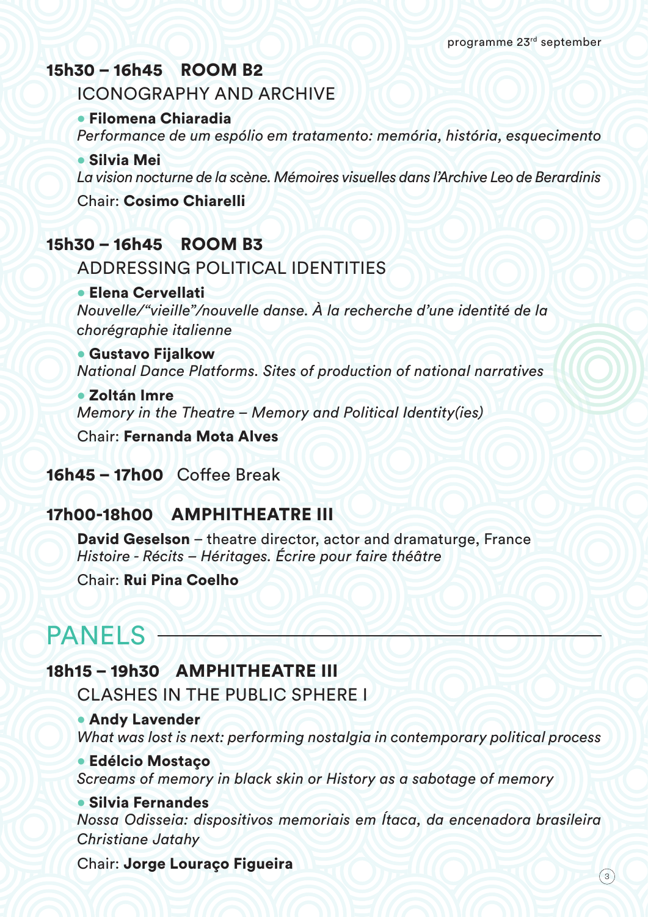### 15h30 – 16h45 ROOM B2

ICONOGRAPHY AND ARCHIVE

- **Filomena Chiaradia**
  *Performance de um espólio em tratamento: memória, história, esquecimento*
- **Silvia Mei**
  *La vision nocturne de la scène. Mémoires visuelles dans l'Archive Leo de Berardinis*

Chair: **Cosimo Chiarelli**

### 15h30 – 16h45 ROOM B3

ADDRESSING POLITICAL IDENTITIES

- **Elena Cervellati**
  *Nouvelle/"vieille"/nouvelle danse. À la recherche d'une identité de la chorégraphie italienne*
- **Gustavo Fijalkow**
  *National Dance Platforms. Sites of production of national narratives*
- **Zoltán Imre**
  *Memory in the Theatre – Memory and Political Identity(ies)*

Chair: **Fernanda Mota Alves**

### 16h45 – 17h00 Coffee Break

### 17h00-18h00 AMPHITHEATRE III

**David Geselson** – theatre director, actor and dramaturge, France
*Histoire - Récits – Héritages. Écrire pour faire théâtre*

Chair: **Rui Pina Coelho**

## PANELS

### 18h15 – 19h30 AMPHITHEATRE III

CLASHES IN THE PUBLIC SPHERE I

- **Andy Lavender**
  *What was lost is next: performing nostalgia in contemporary political process*
- **Edélcio Mostaço**
  *Screams of memory in black skin or History as a sabotage of memory*
- **Silvia Fernandes**
  *Nossa Odisseia: dispositivos memoriais em Ítaca, da encenadora brasileira Christiane Jatahy*

Chair: **Jorge Louraço Figueira**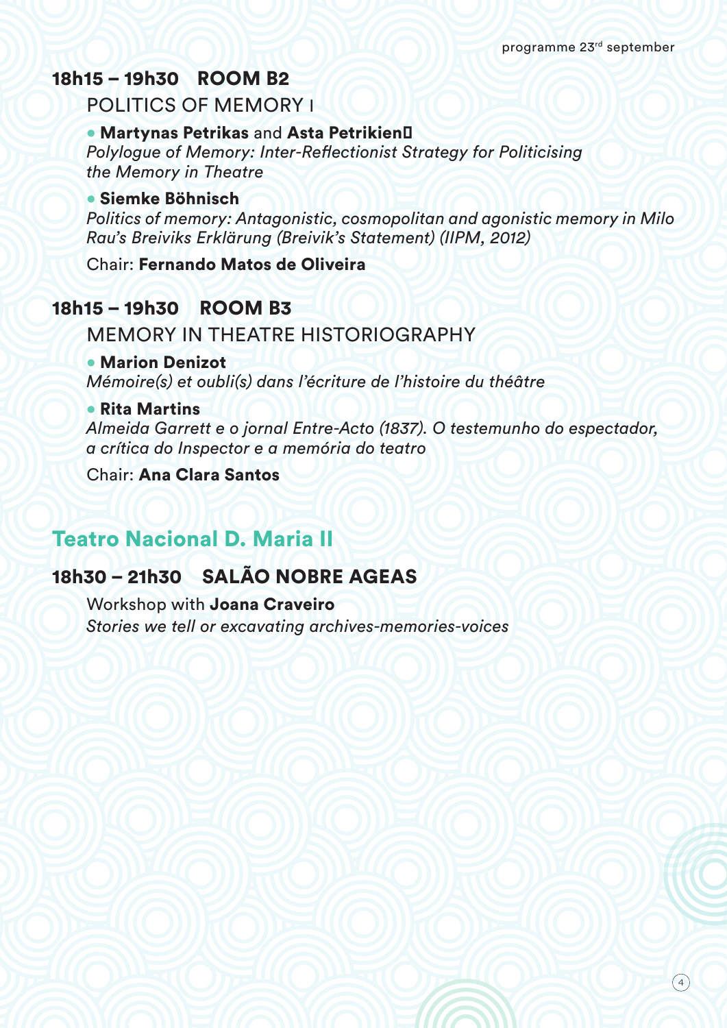## 18h15 – 19h30 ROOM B2

### POLITICS OF MEMORY I

- **Martynas Petrikas** and **Asta Petrikien�**
  *Polylogue of Memory: Inter-Reflectionist Strategy for Politicising the Memory in Theatre*
- **Siemke Böhnisch**
  *Politics of memory: Antagonistic, cosmopolitan and agonistic memory in Milo Rau's Breiviks Erklärung (Breivik's Statement) (IIPM, 2012)*

Chair: **Fernando Matos de Oliveira**

## 18h15 – 19h30 ROOM B3

### MEMORY IN THEATRE HISTORIOGRAPHY

- **Marion Denizot**
  *Mémoire(s) et oubli(s) dans l'écriture de l'histoire du théâtre*
- **Rita Martins**
  *Almeida Garrett e o jornal Entre-Acto (1837). O testemunho do espectador, a crítica do Inspector e a memória do teatro*

Chair: **Ana Clara Santos**

# Teatro Nacional D. Maria II

## 18h30 – 21h30 SALÃO NOBRE AGEAS

Workshop with **Joana Craveiro**
*Stories we tell or excavating archives-memories-voices*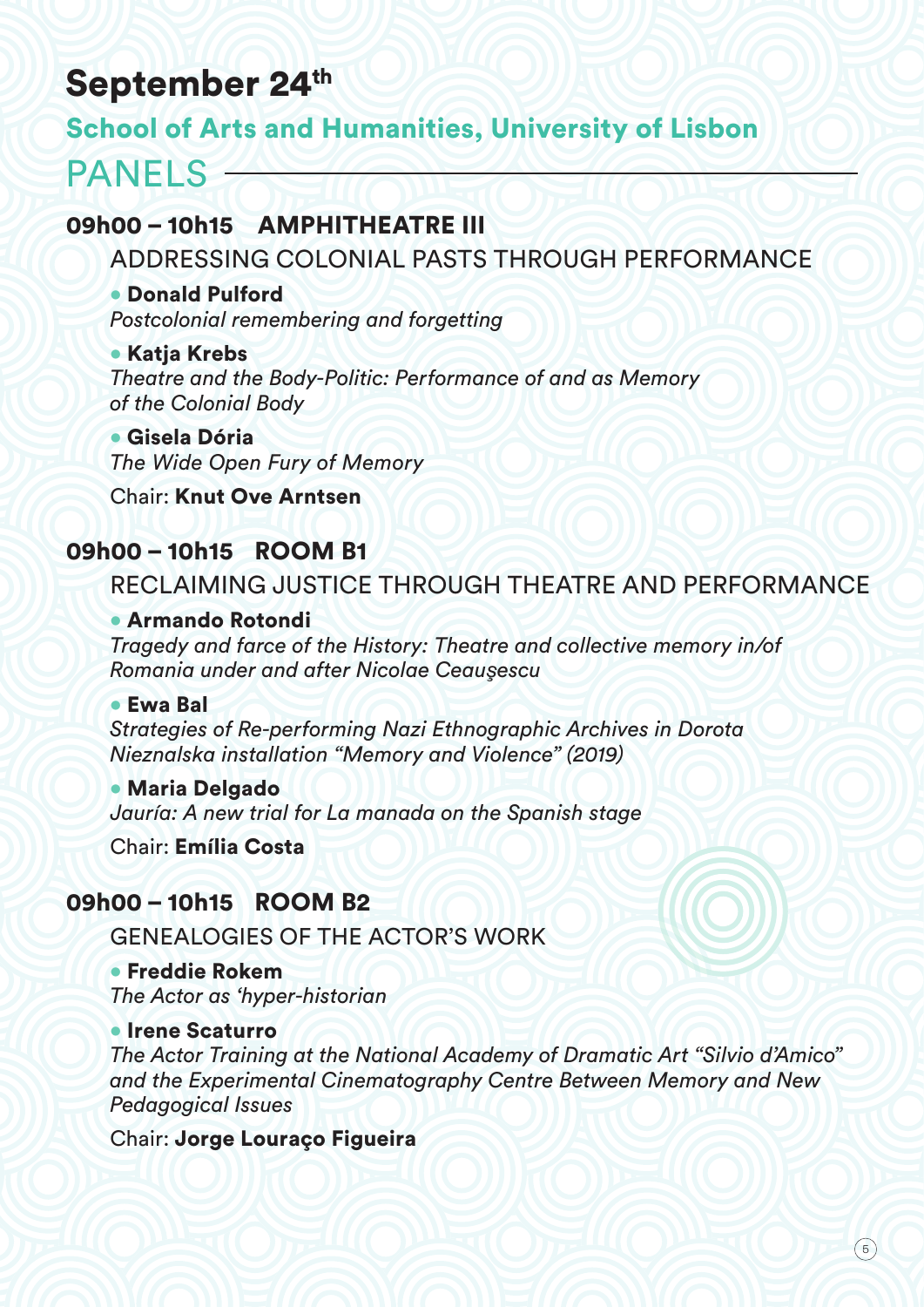# September 24th

## School of Arts and Humanities, University of Lisbon

## PANELS

### 09h00 – 10h15 AMPHITHEATRE III

ADDRESSING COLONIAL PASTS THROUGH PERFORMANCE

- **Donald Pulford**
  *Postcolonial remembering and forgetting*
- **Katja Krebs**
  *Theatre and the Body-Politic: Performance of and as Memory of the Colonial Body*
- **Gisela Dória**
  *The Wide Open Fury of Memory*

Chair: **Knut Ove Arntsen**

### 09h00 – 10h15 ROOM B1

RECLAIMING JUSTICE THROUGH THEATRE AND PERFORMANCE

- **Armando Rotondi**
  *Tragedy and farce of the History: Theatre and collective memory in/of Romania under and after Nicolae Ceauşescu*
- **Ewa Bal**
  *Strategies of Re-performing Nazi Ethnographic Archives in Dorota Nieznalska installation "Memory and Violence" (2019)*
- **Maria Delgado**
  *Jauría: A new trial for La manada on the Spanish stage*

Chair: **Emília Costa**

### 09h00 – 10h15 ROOM B2

GENEALOGIES OF THE ACTOR'S WORK

- **Freddie Rokem**
  *The Actor as 'hyper-historian*
- **Irene Scaturro**
  *The Actor Training at the National Academy of Dramatic Art "Silvio d'Amico" and the Experimental Cinematography Centre Between Memory and New Pedagogical Issues*

Chair: **Jorge Louraço Figueira**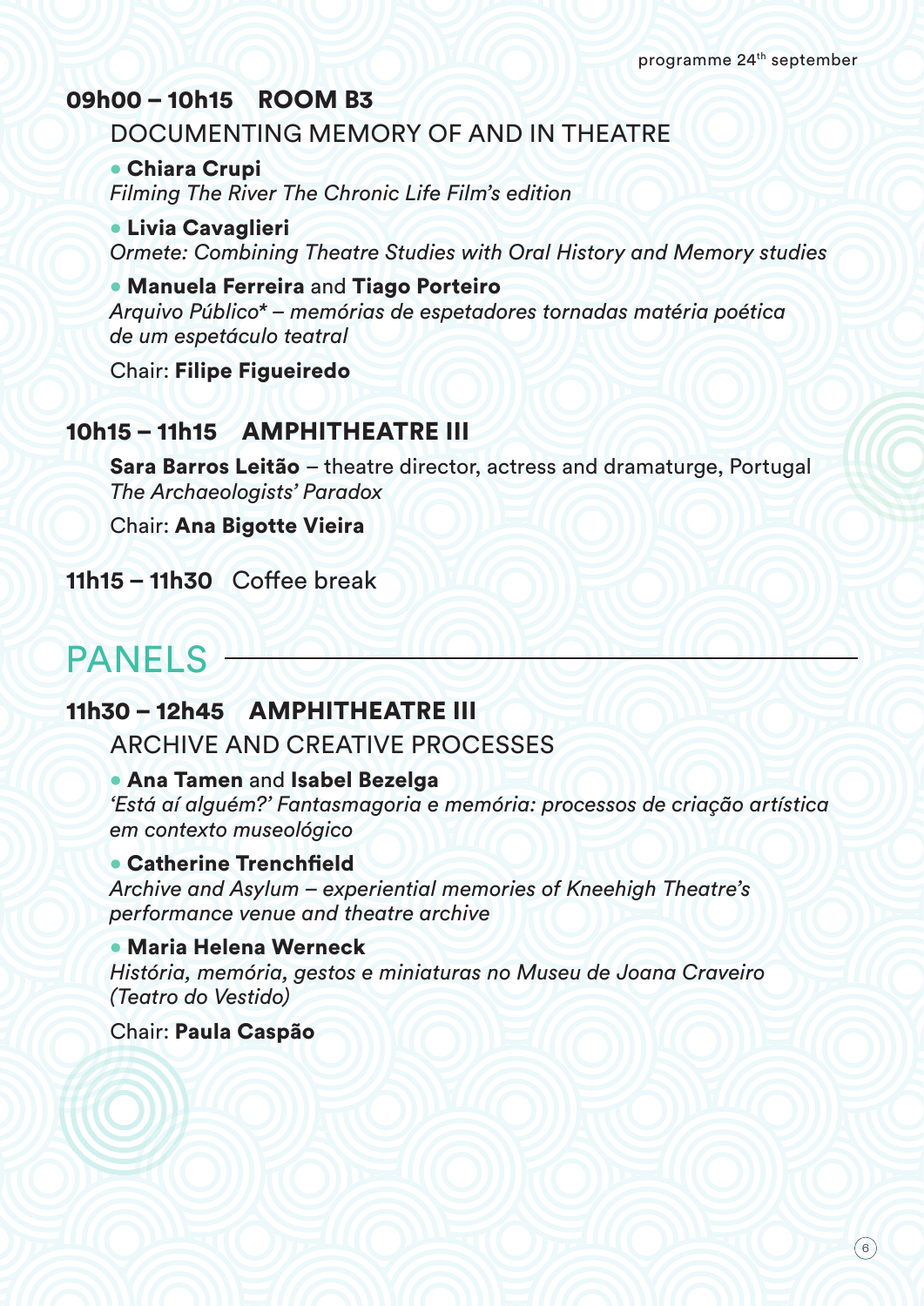### 09h00 – 10h15 ROOM B3

DOCUMENTING MEMORY OF AND IN THEATRE

- **Chiara Crupi**
  *Filming The River The Chronic Life Film's edition*
- **Livia Cavaglieri**
  *Ormete: Combining Theatre Studies with Oral History and Memory studies*
- **Manuela Ferreira** and **Tiago Porteiro**
  *Arquivo Público* – memórias de espetadores tornadas matéria poética de um espetáculo teatral*

Chair: **Filipe Figueiredo**

### 10h15 – 11h15 AMPHITHEATRE III

**Sara Barros Leitão** – theatre director, actress and dramaturge, Portugal
*The Archaeologists' Paradox*

Chair: **Ana Bigotte Vieira**

**11h15 – 11h30** Coffee break

## PANELS

### 11h30 – 12h45 AMPHITHEATRE III

ARCHIVE AND CREATIVE PROCESSES

- **Ana Tamen** and **Isabel Bezelga**
  *'Está aí alguém?' Fantasmagoria e memória: processos de criação artística em contexto museológico*
- **Catherine Trenchfield**
  *Archive and Asylum – experiential memories of Kneehigh Theatre's performance venue and theatre archive*
- **Maria Helena Werneck**
  *História, memória, gestos e miniaturas no Museu de Joana Craveiro (Teatro do Vestido)*

Chair: **Paula Caspão**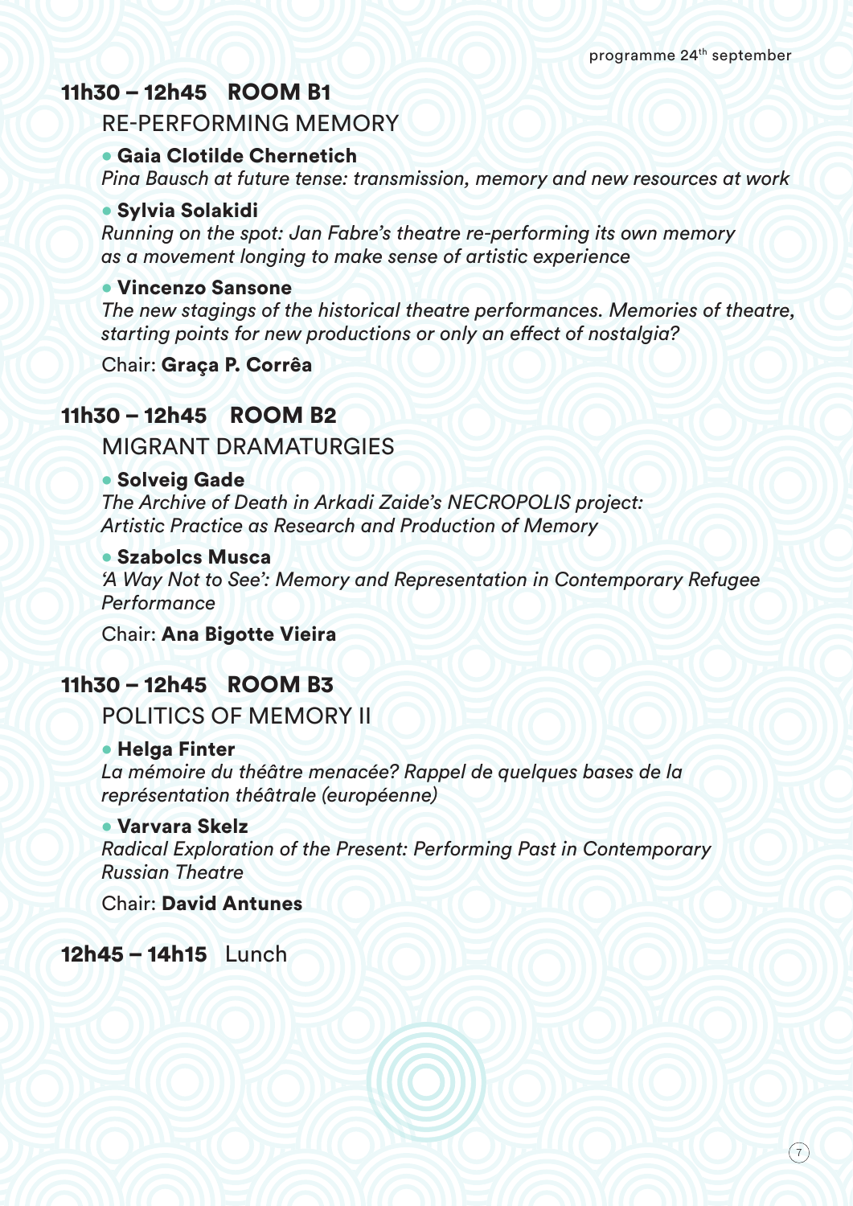## 11h30 – 12h45 ROOM B1

### RE-PERFORMING MEMORY

- **Gaia Clotilde Chernetich**
  *Pina Bausch at future tense: transmission, memory and new resources at work*

- **Sylvia Solakidi**
  *Running on the spot: Jan Fabre's theatre re-performing its own memory as a movement longing to make sense of artistic experience*

- **Vincenzo Sansone**
  *The new stagings of the historical theatre performances. Memories of theatre, starting points for new productions or only an effect of nostalgia?*

Chair: **Graça P. Corrêa**

## 11h30 – 12h45 ROOM B2

### MIGRANT DRAMATURGIES

- **Solveig Gade**
  *The Archive of Death in Arkadi Zaide's NECROPOLIS project: Artistic Practice as Research and Production of Memory*

- **Szabolcs Musca**
  *'A Way Not to See': Memory and Representation in Contemporary Refugee Performance*

Chair: **Ana Bigotte Vieira**

## 11h30 – 12h45 ROOM B3

### POLITICS OF MEMORY II

- **Helga Finter**
  *La mémoire du théâtre menacée? Rappel de quelques bases de la représentation théâtrale (européenne)*

- **Varvara Skelz**
  *Radical Exploration of the Present: Performing Past in Contemporary Russian Theatre*

Chair: **David Antunes**

## 12h45 – 14h15 Lunch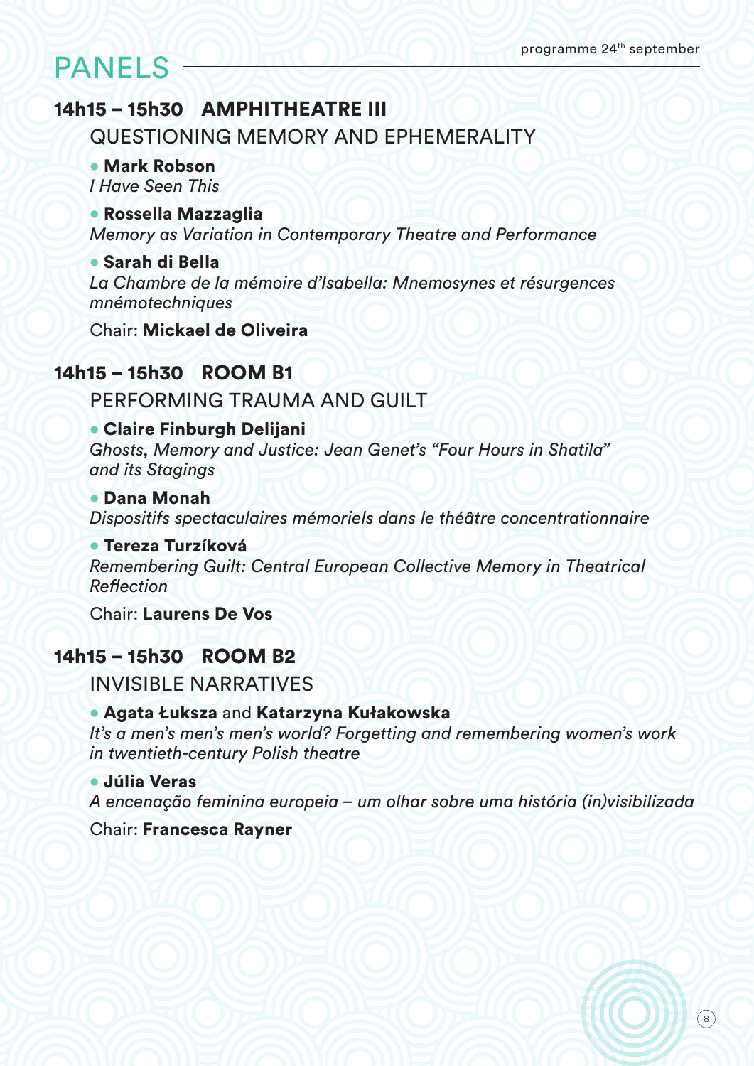# PANELS

## 14h15 – 15h30 AMPHITHEATRE III

### QUESTIONING MEMORY AND EPHEMERALITY

- **Mark Robson**
  *I Have Seen This*
- **Rossella Mazzaglia**
  *Memory as Variation in Contemporary Theatre and Performance*
- **Sarah di Bella**
  *La Chambre de la mémoire d'Isabella: Mnemosynes et résurgences mnémotechniques*

Chair: **Mickael de Oliveira**

## 14h15 – 15h30 ROOM B1

### PERFORMING TRAUMA AND GUILT

- **Claire Finburgh Delijani**
  *Ghosts, Memory and Justice: Jean Genet's "Four Hours in Shatila" and its Stagings*
- **Dana Monah**
  *Dispositifs spectaculaires mémoriels dans le théâtre concentrationnaire*
- **Tereza Turzíková**
  *Remembering Guilt: Central European Collective Memory in Theatrical Reflection*

Chair: **Laurens De Vos**

## 14h15 – 15h30 ROOM B2

### INVISIBLE NARRATIVES

- **Agata Łuksza** and **Katarzyna Kułakowska**
  *It's a men's men's men's world? Forgetting and remembering women's work in twentieth-century Polish theatre*
- **Júlia Veras**
  *A encenação feminina europeia – um olhar sobre uma história (in)visibilizada*

Chair: **Francesca Rayner**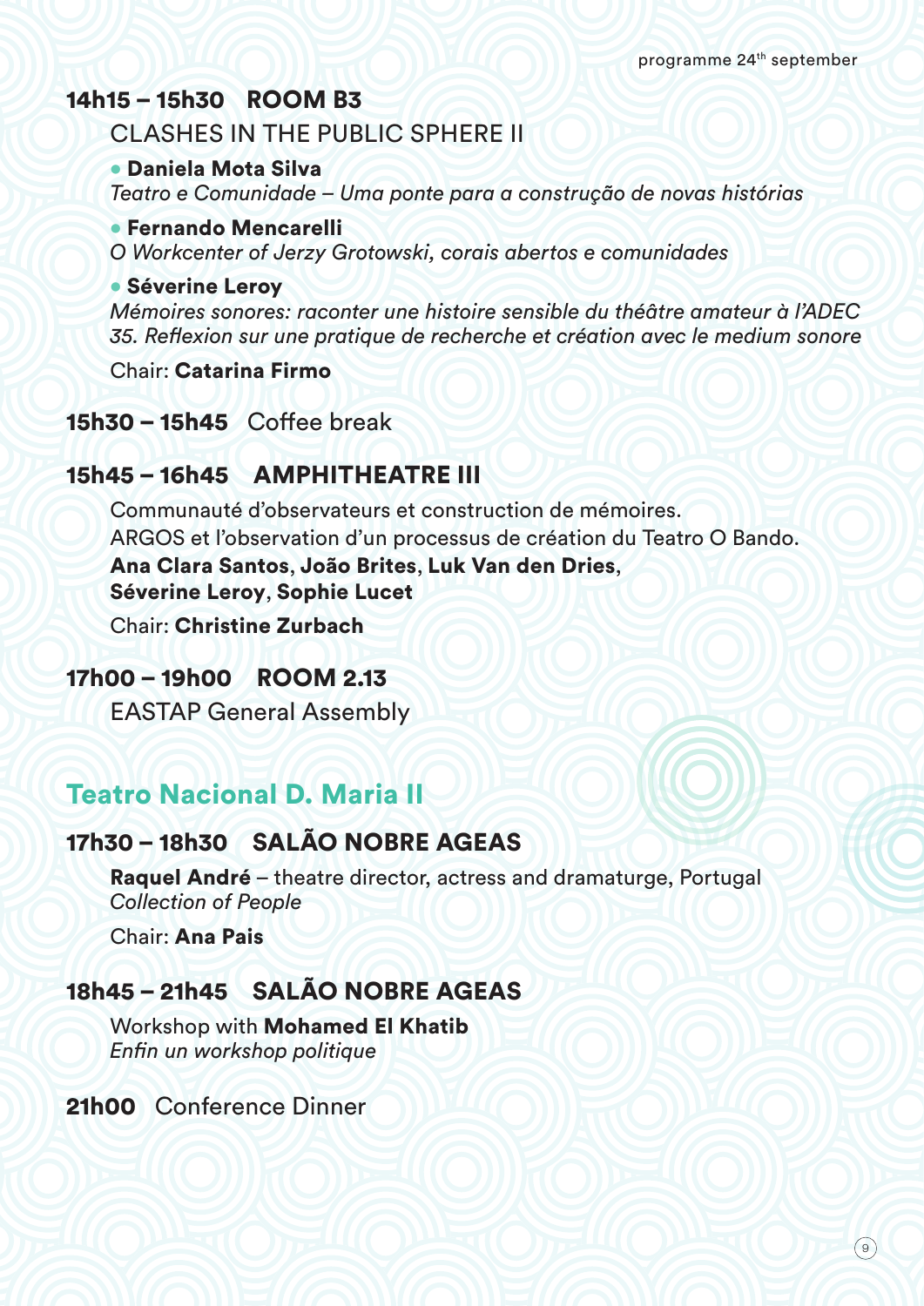### 14h15 – 15h30 ROOM B3

CLASHES IN THE PUBLIC SPHERE II

- **Daniela Mota Silva**
*Teatro e Comunidade – Uma ponte para a construção de novas histórias*

- **Fernando Mencarelli**
*O Workcenter of Jerzy Grotowski, corais abertos e comunidades*

- **Séverine Leroy**
*Mémoires sonores: raconter une histoire sensible du théâtre amateur à l'ADEC 35. Reflexion sur une pratique de recherche et création avec le medium sonore*

Chair: **Catarina Firmo**

### 15h30 – 15h45 Coffee break

### 15h45 – 16h45 AMPHITHEATRE III

Communauté d'observateurs et construction de mémoires.
ARGOS et l'observation d'un processus de création du Teatro O Bando.
**Ana Clara Santos**, **João Brites**, **Luk Van den Dries**,
**Séverine Leroy**, **Sophie Lucet**

Chair: **Christine Zurbach**

### 17h00 – 19h00 ROOM 2.13

EASTAP General Assembly

## Teatro Nacional D. Maria II

### 17h30 – 18h30 SALÃO NOBRE AGEAS

**Raquel André** – theatre director, actress and dramaturge, Portugal
*Collection of People*

Chair: **Ana Pais**

### 18h45 – 21h45 SALÃO NOBRE AGEAS

Workshop with **Mohamed El Khatib**
*Enfin un workshop politique*

### 21h00 Conference Dinner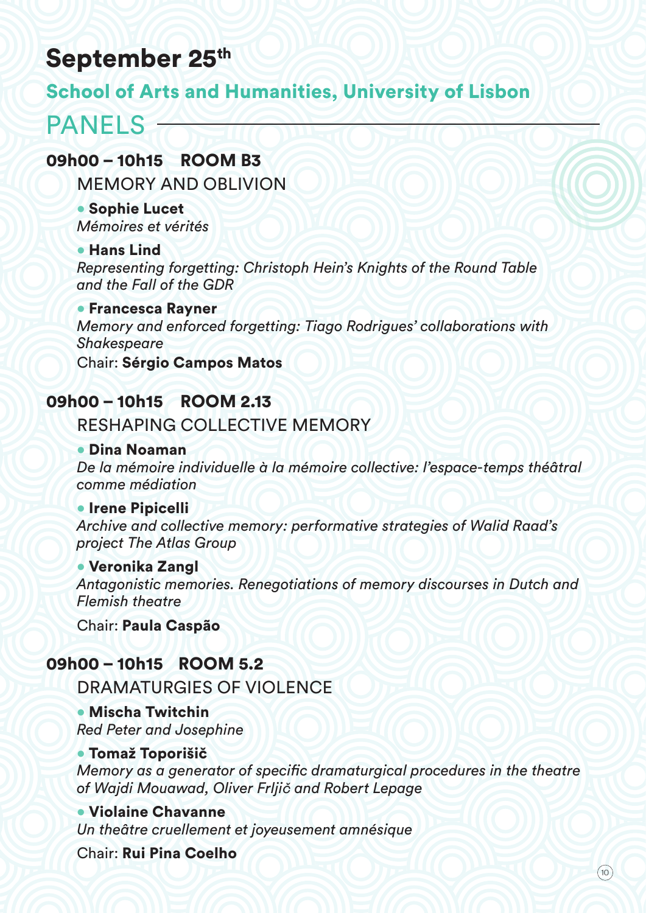# September 25th

## School of Arts and Humanities, University of Lisbon

## PANELS

### 09h00 – 10h15 ROOM B3

MEMORY AND OBLIVION

- **Sophie Lucet**
  *Mémoires et vérités*
- **Hans Lind**
  *Representing forgetting: Christoph Hein's Knights of the Round Table and the Fall of the GDR*
- **Francesca Rayner**
  *Memory and enforced forgetting: Tiago Rodrigues' collaborations with Shakespeare*

Chair: **Sérgio Campos Matos**

### 09h00 – 10h15 ROOM 2.13

RESHAPING COLLECTIVE MEMORY

- **Dina Noaman**
  *De la mémoire individuelle à la mémoire collective: l'espace-temps théâtral comme médiation*
- **Irene Pipicelli**
  *Archive and collective memory: performative strategies of Walid Raad's project The Atlas Group*
- **Veronika Zangl**
  *Antagonistic memories. Renegotiations of memory discourses in Dutch and Flemish theatre*

Chair: **Paula Caspão**

### 09h00 – 10h15 ROOM 5.2

DRAMATURGIES OF VIOLENCE

- **Mischa Twitchin**
  *Red Peter and Josephine*
- **Tomaž Toporišič**
  *Memory as a generator of specific dramaturgical procedures in the theatre of Wajdi Mouawad, Oliver Frljič and Robert Lepage*
- **Violaine Chavanne**
  *Un théâtre cruellement et joyeusement amnésique*

Chair: **Rui Pina Coelho**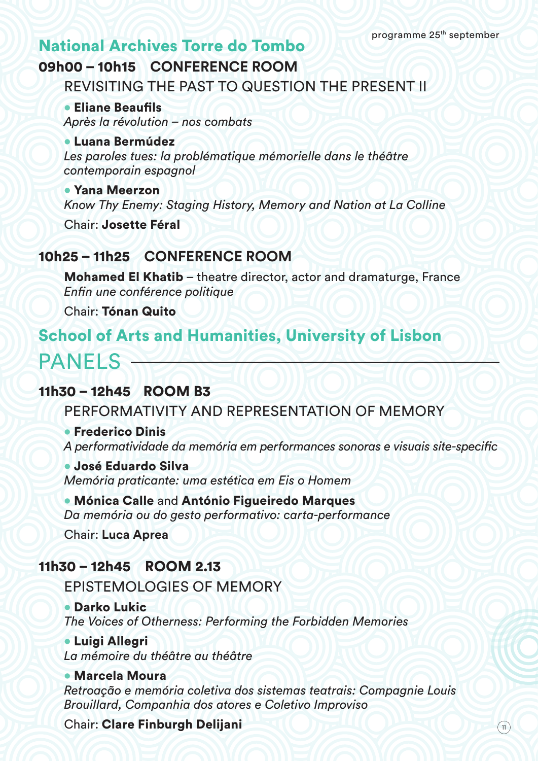## National Archives Torre do Tombo

### 09h00 – 10h15 CONFERENCE ROOM

REVISITING THE PAST TO QUESTION THE PRESENT II

- **Eliane Beaufils**
  *Après la révolution – nos combats*
- **Luana Bermúdez**
  *Les paroles tues: la problématique mémorielle dans le théâtre contemporain espagnol*
- **Yana Meerzon**
  *Know Thy Enemy: Staging History, Memory and Nation at La Colline*

Chair: **Josette Féral**

### 10h25 – 11h25 CONFERENCE ROOM

**Mohamed El Khatib** – theatre director, actor and dramaturge, France
*Enfin une conférence politique*

Chair: **Tónan Quito**

## School of Arts and Humanities, University of Lisbon

# PANELS

### 11h30 – 12h45 ROOM B3

PERFORMATIVITY AND REPRESENTATION OF MEMORY

- **Frederico Dinis**
  *A performatividade da memória em performances sonoras e visuais site-specific*
- **José Eduardo Silva**
  *Memória praticante: uma estética em Eis o Homem*
- **Mónica Calle** and **António Figueiredo Marques**
  *Da memória ou do gesto performativo: carta-performance*

Chair: **Luca Aprea**

### 11h30 – 12h45 ROOM 2.13

EPISTEMOLOGIES OF MEMORY

- **Darko Lukic**
  *The Voices of Otherness: Performing the Forbidden Memories*
- **Luigi Allegri**
  *La mémoire du théâtre au théâtre*
- **Marcela Moura**
  *Retroação e memória coletiva dos sistemas teatrais: Compagnie Louis Brouillard, Companhia dos atores e Coletivo Improviso*

Chair: **Clare Finburgh Delijani**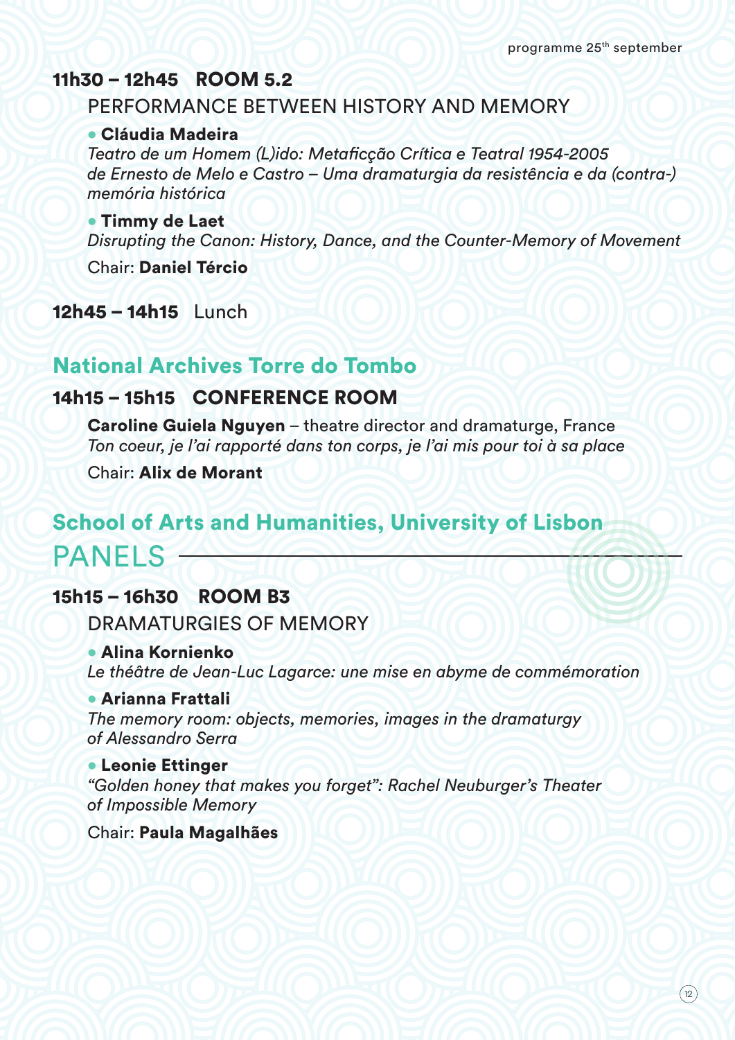### 11h30 – 12h45 ROOM 5.2

PERFORMANCE BETWEEN HISTORY AND MEMORY

- **Cláudia Madeira**
  *Teatro de um Homem (L)ido: Metaficção Crítica e Teatral 1954-2005 de Ernesto de Melo e Castro – Uma dramaturgia da resistência e da (contra-) memória histórica*
- **Timmy de Laet**
  *Disrupting the Canon: History, Dance, and the Counter-Memory of Movement*

Chair: **Daniel Tércio**

### 12h45 – 14h15 Lunch

## National Archives Torre do Tombo

### 14h15 – 15h15 CONFERENCE ROOM

**Caroline Guiela Nguyen** – theatre director and dramaturge, France
*Ton coeur, je l'ai rapporté dans ton corps, je l'ai mis pour toi à sa place*

Chair: **Alix de Morant**

## School of Arts and Humanities, University of Lisbon

# PANELS

### 15h15 – 16h30 ROOM B3

DRAMATURGIES OF MEMORY

- **Alina Kornienko**
  *Le théâtre de Jean-Luc Lagarce: une mise en abyme de commémoration*
- **Arianna Frattali**
  *The memory room: objects, memories, images in the dramaturgy of Alessandro Serra*
- **Leonie Ettinger**
  *"Golden honey that makes you forget": Rachel Neuburger's Theater of Impossible Memory*

Chair: **Paula Magalhães**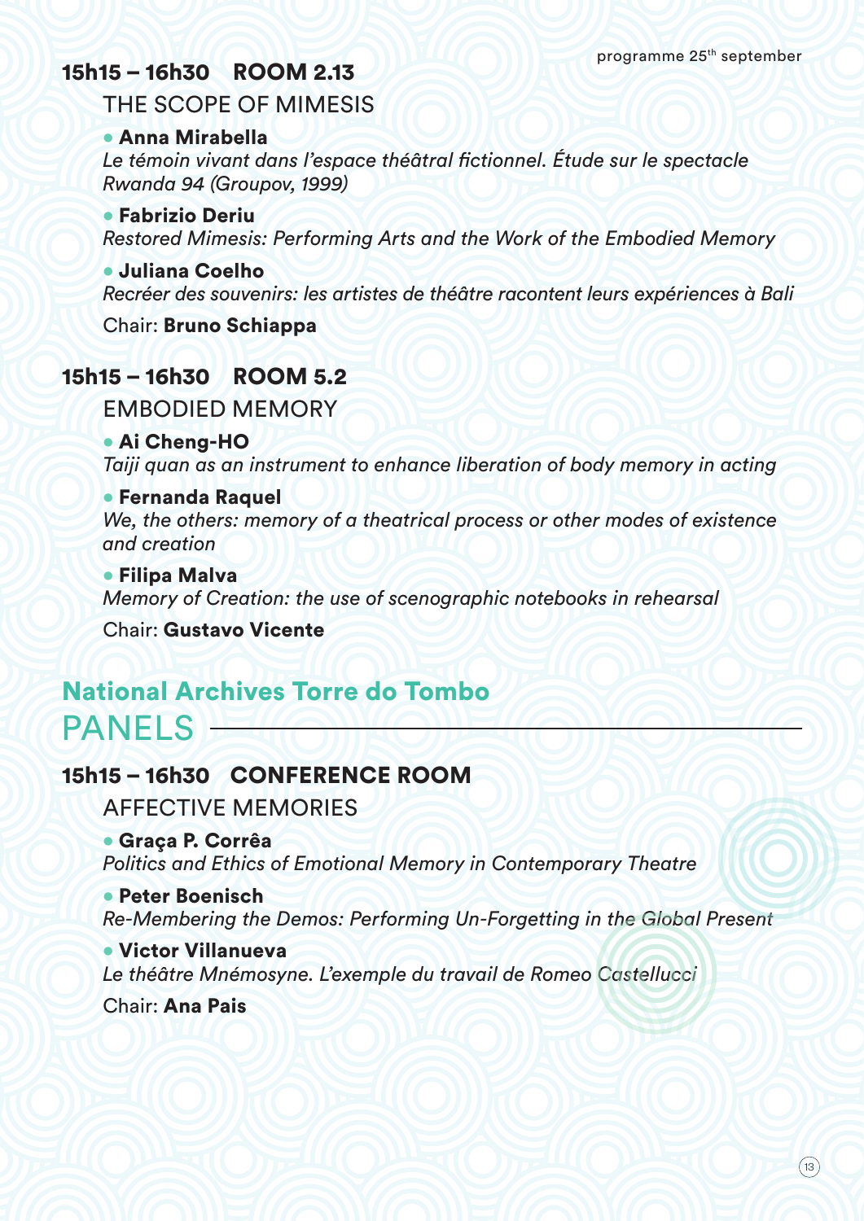### 15h15 – 16h30 ROOM 2.13

THE SCOPE OF MIMESIS

- **Anna Mirabella**
  *Le témoin vivant dans l'espace théâtral fictionnel. Étude sur le spectacle Rwanda 94 (Groupov, 1999)*
- **Fabrizio Deriu**
  *Restored Mimesis: Performing Arts and the Work of the Embodied Memory*
- **Juliana Coelho**
  *Recréer des souvenirs: les artistes de théâtre racontent leurs expériences à Bali*

Chair: **Bruno Schiappa**

### 15h15 – 16h30 ROOM 5.2

EMBODIED MEMORY

- **Ai Cheng-HO**
  *Taiji quan as an instrument to enhance liberation of body memory in acting*
- **Fernanda Raquel**
  *We, the others: memory of a theatrical process or other modes of existence and creation*
- **Filipa Malva**
  *Memory of Creation: the use of scenographic notebooks in rehearsal*

Chair: **Gustavo Vicente**

## National Archives Torre do Tombo
## PANELS

### 15h15 – 16h30 CONFERENCE ROOM

AFFECTIVE MEMORIES

- **Graça P. Corrêa**
  *Politics and Ethics of Emotional Memory in Contemporary Theatre*
- **Peter Boenisch**
  *Re-Membering the Demos: Performing Un-Forgetting in the Global Present*
- **Victor Villanueva**
  *Le théâtre Mnémosyne. L'exemple du travail de Romeo Castellucci*

Chair: **Ana Pais**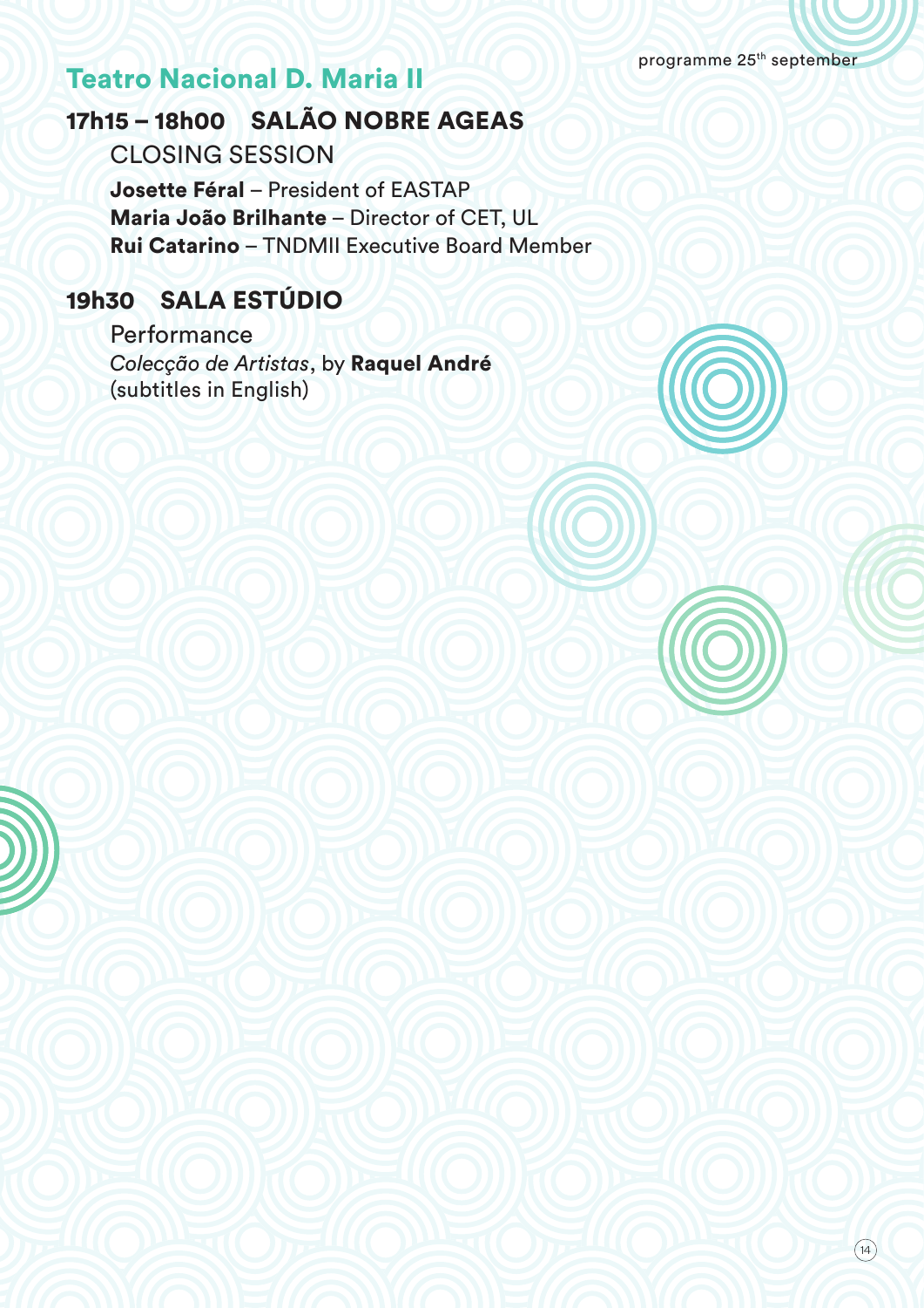## Teatro Nacional D. Maria II

### 17h15 – 18h00 SALÃO NOBRE AGEAS

CLOSING SESSION

**Josette Féral** – President of EASTAP
**Maria João Brilhante** – Director of CET, UL
**Rui Catarino** – TNDMII Executive Board Member

### 19h30 SALA ESTÚDIO

Performance
*Colecção de Artistas*, by **Raquel André**
(subtitles in English)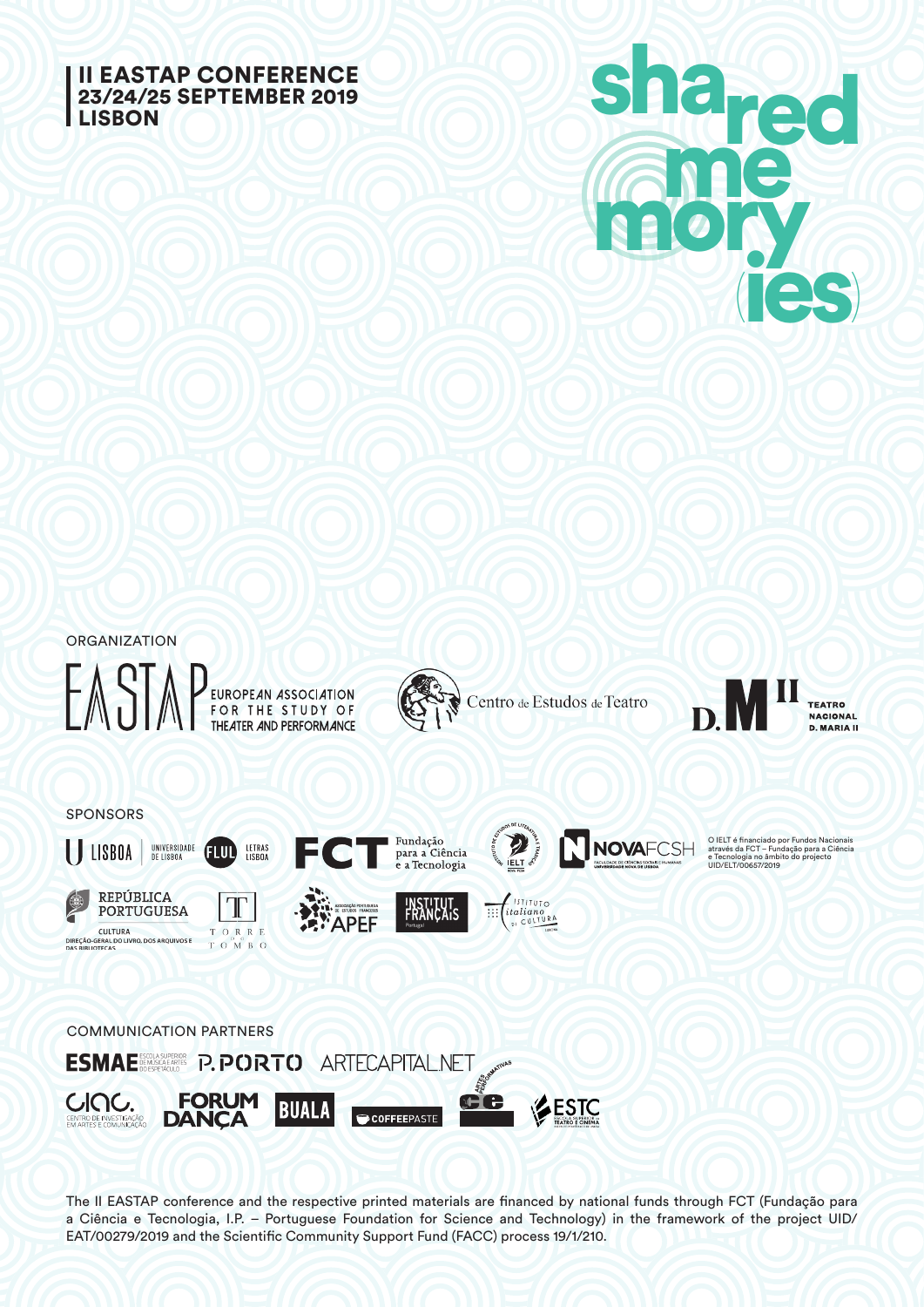# II EASTAP CONFERENCE
## 23/24/25 SEPTEMBER 2019
## LISBON

shared memory(ies)

ORGANIZATION

EASTAP EUROPEAN ASSOCIATION FOR THE STUDY OF THEATER AND PERFORMANCE

Centro de Estudos de Teatro

D.M II TEATRO NACIONAL D. MARIA II

SPONSORS

U LISBOA UNIVERSIDADE DE LISBOA

FLUL LETRAS LISBOA

FCT Fundação para a Ciência e a Tecnologia

IELT

NOVA FCSH

O IELT é financiado por Fundos Nacionais através da FCT – Fundação para a Ciência e Tecnologia no âmbito do projecto UID/ELT/00657/2019

REPÚBLICA PORTUGUESA CULTURA DIREÇÃO-GERAL DO LIVRO, DOS ARQUIVOS E DAS BIBLIOTECAS

TORRE DO TOMBO

APEF

INSTITUT FRANÇAIS Portugal

Istituto italiano di cultura

COMMUNICATION PARTNERS

ESMAE ESCOLA SUPERIOR DE MÚSICA E ARTES DO ESPETÁCULO

P.PORTO

ARTECAPITAL.NET

CIAC CENTRO DE INVESTIGAÇÃO EM ARTES E COMUNICAÇÃO

FORUM DANÇA

BUALA

COFFEEPASTE

ARTES PERFORMATIVAS

ESTC ESCOLA SUPERIOR DE TEATRO E CINEMA

The II EASTAP conference and the respective printed materials are financed by national funds through FCT (Fundação para a Ciência e Tecnologia, I.P. – Portuguese Foundation for Science and Technology) in the framework of the project UID/EAT/00279/2019 and the Scientific Community Support Fund (FACC) process 19/1/210.